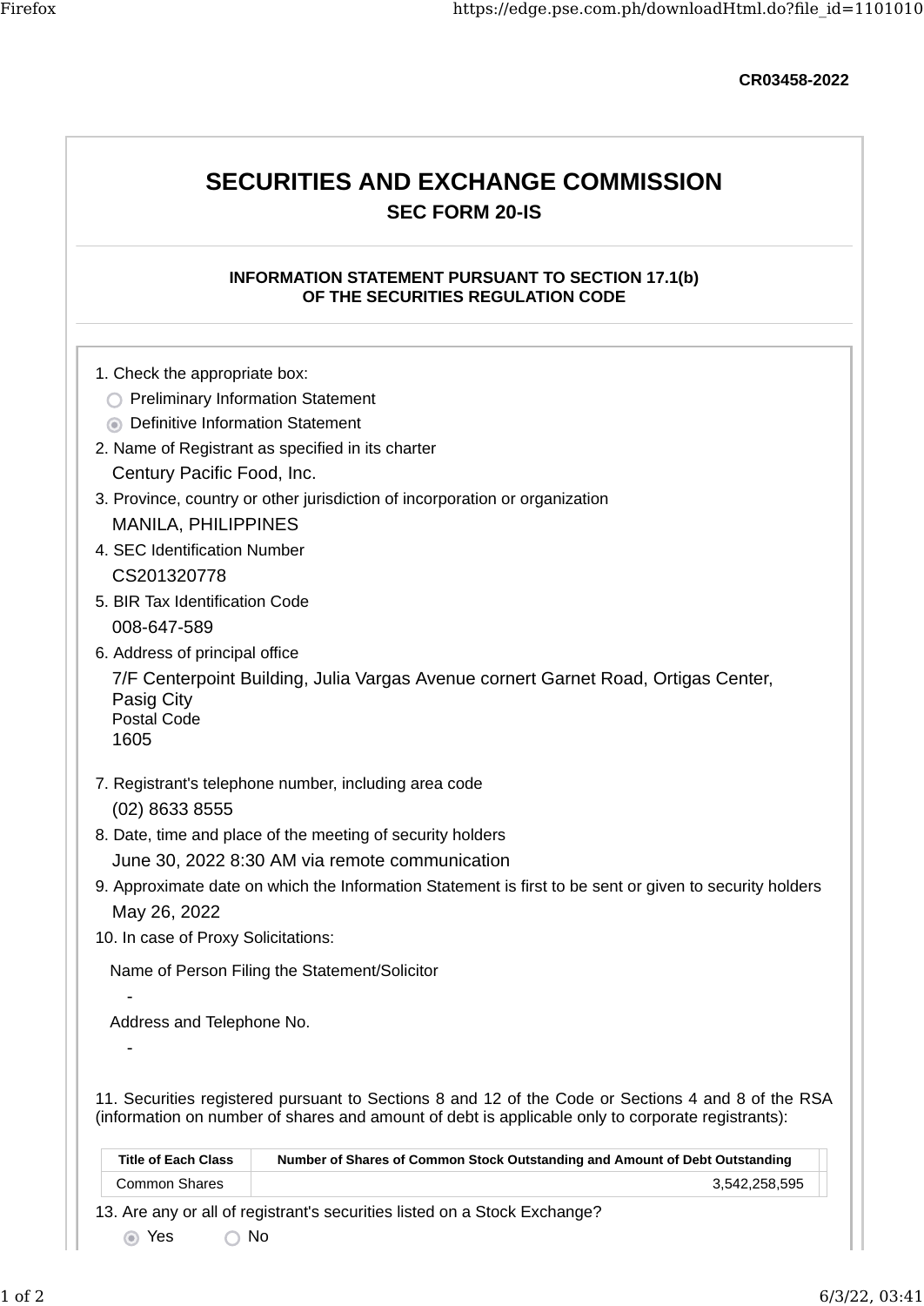CR03458-2022

# SECURITIES AND EXCHANGE COMMISSION

## SEC FORM 20-IS

### INFORMATION STATEMENT PURSUANT TO SECTION 17.1(b) OF THE SECURITIES REGULATION CODE

1. Check the appropriate box:

   - ○ Preliminary Information Statement
   - ◉ Definitive Information Statement

2. Name of Registrant as specified in its charter

   Century Pacific Food, Inc.

3. Province, country or other jurisdiction of incorporation or organization

   MANILA, PHILIPPINES

4. SEC Identification Number

   CS201320778

5. BIR Tax Identification Code

   008-647-589

6. Address of principal office

   7/F Centerpoint Building, Julia Vargas Avenue cornert Garnet Road, Ortigas Center, Pasig City
   Postal Code
   1605

7. Registrant's telephone number, including area code

   (02) 8633 8555

8. Date, time and place of the meeting of security holders

   June 30, 2022 8:30 AM via remote communication

9. Approximate date on which the Information Statement is first to be sent or given to security holders

   May 26, 2022

10. In case of Proxy Solicitations:

    Name of Person Filing the Statement/Solicitor

    -

    Address and Telephone No.

    -

11. Securities registered pursuant to Sections 8 and 12 of the Code or Sections 4 and 8 of the RSA (information on number of shares and amount of debt is applicable only to corporate registrants):

| Title of Each Class | Number of Shares of Common Stock Outstanding and Amount of Debt Outstanding |
|---|---|
| Common Shares | 3,542,258,595 |

13. Are any or all of registrant's securities listed on a Stock Exchange?

    ◉ Yes ○ No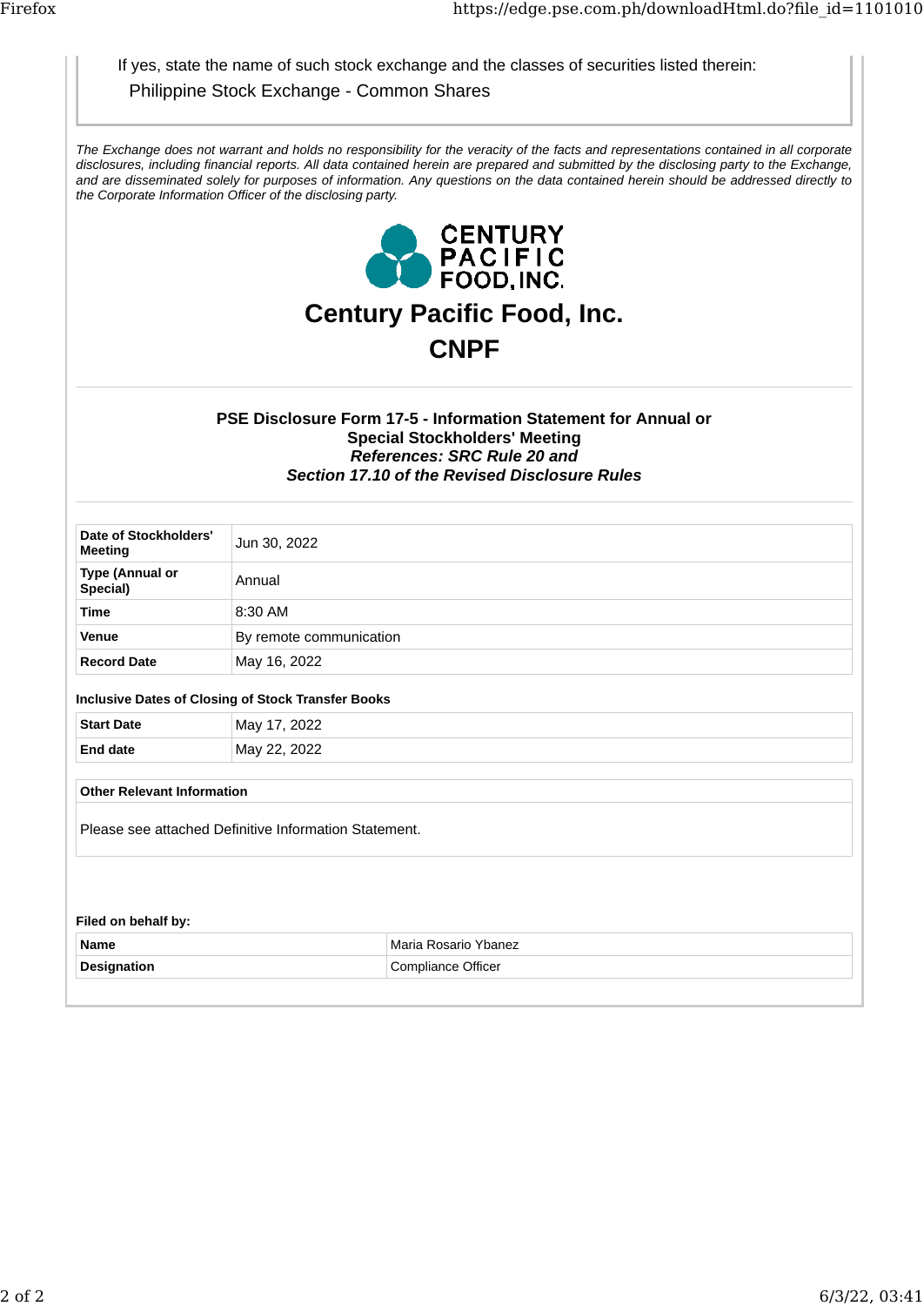If yes, state the name of such stock exchange and the classes of securities listed therein:

Philippine Stock Exchange - Common Shares

*The Exchange does not warrant and holds no responsibility for the veracity of the facts and representations contained in all corporate disclosures, including financial reports. All data contained herein are prepared and submitted by the disclosing party to the Exchange, and are disseminated solely for purposes of information. Any questions on the data contained herein should be addressed directly to the Corporate Information Officer of the disclosing party.*

# Century Pacific Food, Inc.

# CNPF

### PSE Disclosure Form 17-5 - Information Statement for Annual or Special Stockholders' Meeting

***References: SRC Rule 20 and Section 17.10 of the Revised Disclosure Rules***

| | |
|---|---|
| **Date of Stockholders' Meeting** | Jun 30, 2022 |
| **Type (Annual or Special)** | Annual |
| **Time** | 8:30 AM |
| **Venue** | By remote communication |
| **Record Date** | May 16, 2022 |

**Inclusive Dates of Closing of Stock Transfer Books**

| | |
|---|---|
| **Start Date** | May 17, 2022 |
| **End date** | May 22, 2022 |

**Other Relevant Information**

Please see attached Definitive Information Statement.

**Filed on behalf by:**

| | |
|---|---|
| **Name** | Maria Rosario Ybanez |
| **Designation** | Compliance Officer |